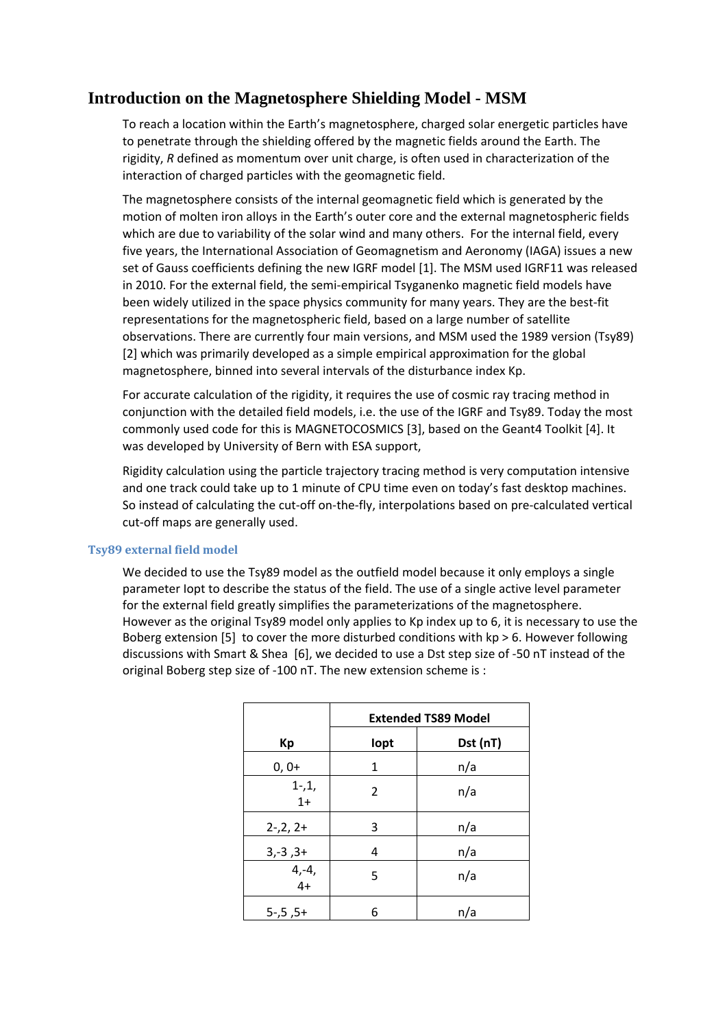# Introduction on the Magnetosphere Shielding Model - MSM

To reach a location within the Earth's magnetosphere, charged solar energetic particles have to penetrate through the shielding offered by the magnetic fields around the Earth. The rigidity, *R* defined as momentum over unit charge, is often used in characterization of the interaction of charged particles with the geomagnetic field.

The magnetosphere consists of the internal geomagnetic field which is generated by the motion of molten iron alloys in the Earth's outer core and the external magnetospheric fields which are due to variability of the solar wind and many others. For the internal field, every five years, the International Association of Geomagnetism and Aeronomy (IAGA) issues a new set of Gauss coefficients defining the new IGRF model [1]. The MSM used IGRF11 was released in 2010. For the external field, the semi-empirical Tsyganenko magnetic field models have been widely utilized in the space physics community for many years. They are the best-fit representations for the magnetospheric field, based on a large number of satellite observations. There are currently four main versions, and MSM used the 1989 version (Tsy89) [2] which was primarily developed as a simple empirical approximation for the global magnetosphere, binned into several intervals of the disturbance index Kp.

For accurate calculation of the rigidity, it requires the use of cosmic ray tracing method in conjunction with the detailed field models, i.e. the use of the IGRF and Tsy89. Today the most commonly used code for this is MAGNETOCOSMICS [3], based on the Geant4 Toolkit [4]. It was developed by University of Bern with ESA support,

Rigidity calculation using the particle trajectory tracing method is very computation intensive and one track could take up to 1 minute of CPU time even on today's fast desktop machines. So instead of calculating the cut-off on-the-fly, interpolations based on pre-calculated vertical cut-off maps are generally used.

### Tsy89 external field model

We decided to use the Tsy89 model as the outfield model because it only employs a single parameter Iopt to describe the status of the field. The use of a single active level parameter for the external field greatly simplifies the parameterizations of the magnetosphere. However as the original Tsy89 model only applies to Kp index up to 6, it is necessary to use the Boberg extension [5] to cover the more disturbed conditions with kp > 6. However following discussions with Smart & Shea [6], we decided to use a Dst step size of -50 nT instead of the original Boberg step size of -100 nT. The new extension scheme is :

| | Extended TS89 Model | |
|---|---|---|
| **Kp** | **Iopt** | **Dst (nT)** |
| 0, 0+ | 1 | n/a |
| 1-,1, 1+ | 2 | n/a |
| 2-,2, 2+ | 3 | n/a |
| 3,-3 ,3+ | 4 | n/a |
| 4,-4, 4+ | 5 | n/a |
| 5-,5 ,5+ | 6 | n/a |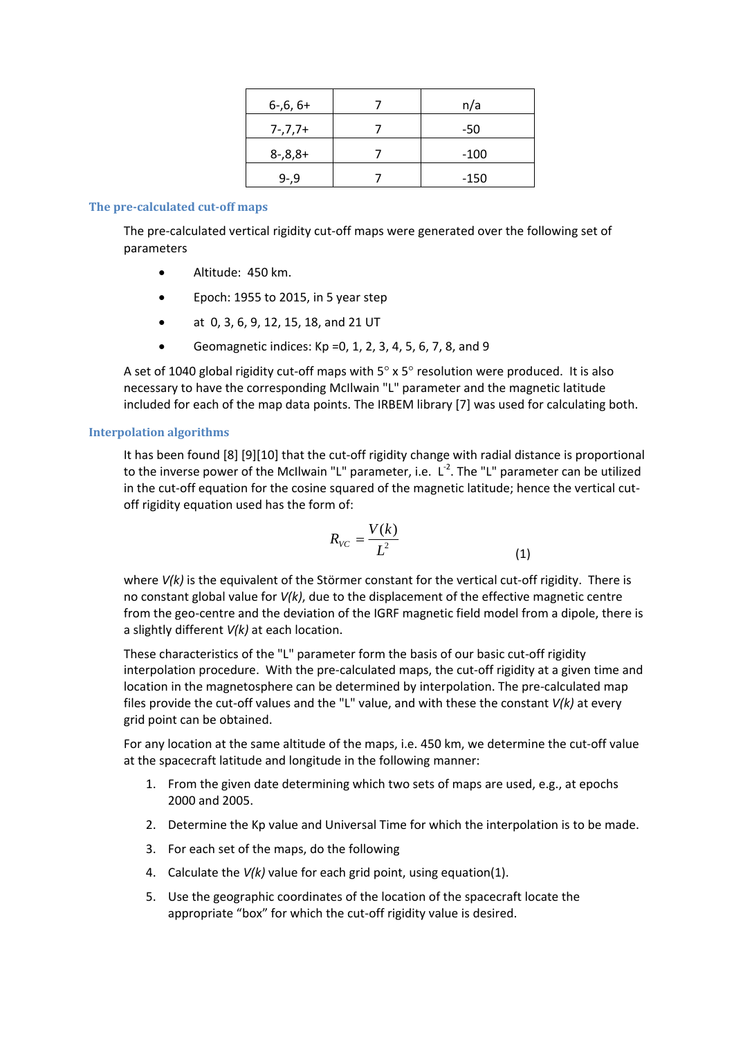| 6-,6, 6+ | 7 | n/a |
|---|---|---|
| 7-,7,7+ | 7 | -50 |
| 8-,8,8+ | 7 | -100 |
| 9-,9 | 7 | -150 |

### The pre-calculated cut-off maps

The pre-calculated vertical rigidity cut-off maps were generated over the following set of parameters

- Altitude: 450 km.
- Epoch: 1955 to 2015, in 5 year step
- at 0, 3, 6, 9, 12, 15, 18, and 21 UT
- Geomagnetic indices: Kp =0, 1, 2, 3, 4, 5, 6, 7, 8, and 9

A set of 1040 global rigidity cut-off maps with 5° x 5° resolution were produced. It is also necessary to have the corresponding McIlwain "L" parameter and the magnetic latitude included for each of the map data points. The IRBEM library [7] was used for calculating both.

### Interpolation algorithms

It has been found [8] [9][10] that the cut-off rigidity change with radial distance is proportional to the inverse power of the McIlwain "L" parameter, i.e. $L^{-2}$. The "L" parameter can be utilized in the cut-off equation for the cosine squared of the magnetic latitude; hence the vertical cut-off rigidity equation used has the form of:

$$R_{VC} = \frac{V(k)}{L^2} \tag{1}$$

where *V(k)* is the equivalent of the Störmer constant for the vertical cut-off rigidity. There is no constant global value for *V(k)*, due to the displacement of the effective magnetic centre from the geo-centre and the deviation of the IGRF magnetic field model from a dipole, there is a slightly different *V(k)* at each location.

These characteristics of the "L" parameter form the basis of our basic cut-off rigidity interpolation procedure. With the pre-calculated maps, the cut-off rigidity at a given time and location in the magnetosphere can be determined by interpolation. The pre-calculated map files provide the cut-off values and the "L" value, and with these the constant *V(k)* at every grid point can be obtained.

For any location at the same altitude of the maps, i.e. 450 km, we determine the cut-off value at the spacecraft latitude and longitude in the following manner:

1. From the given date determining which two sets of maps are used, e.g., at epochs 2000 and 2005.
2. Determine the Kp value and Universal Time for which the interpolation is to be made.
3. For each set of the maps, do the following
4. Calculate the *V(k)* value for each grid point, using equation(1).
5. Use the geographic coordinates of the location of the spacecraft locate the appropriate "box" for which the cut-off rigidity value is desired.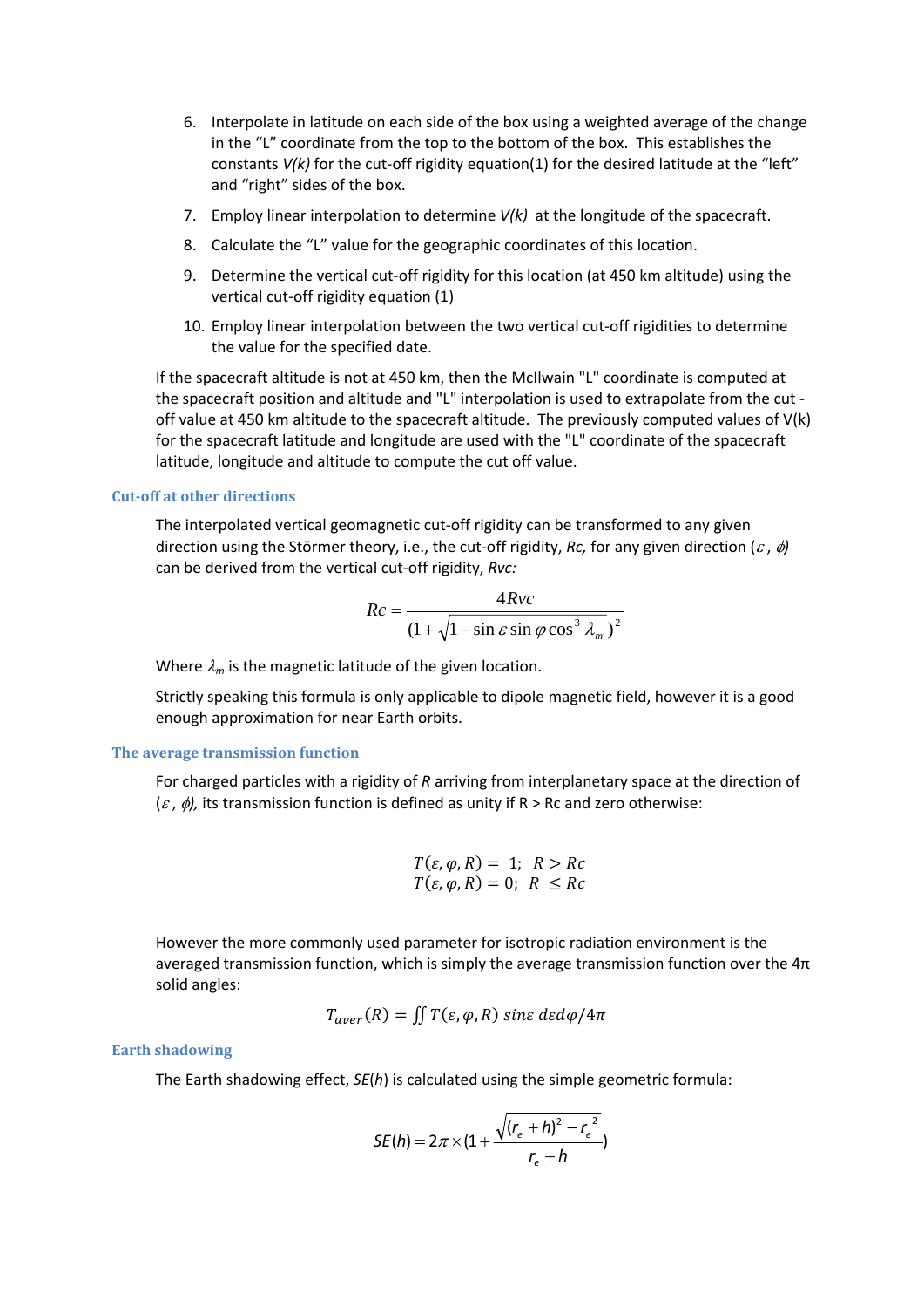6. Interpolate in latitude on each side of the box using a weighted average of the change in the "L" coordinate from the top to the bottom of the box. This establishes the constants *V(k)* for the cut-off rigidity equation(1) for the desired latitude at the "left" and "right" sides of the box.
7. Employ linear interpolation to determine *V(k)* at the longitude of the spacecraft.
8. Calculate the "L" value for the geographic coordinates of this location.
9. Determine the vertical cut-off rigidity for this location (at 450 km altitude) using the vertical cut-off rigidity equation (1)
10. Employ linear interpolation between the two vertical cut-off rigidities to determine the value for the specified date.

If the spacecraft altitude is not at 450 km, then the McIlwain "L" coordinate is computed at the spacecraft position and altitude and "L" interpolation is used to extrapolate from the cut-off value at 450 km altitude to the spacecraft altitude. The previously computed values of V(k) for the spacecraft latitude and longitude are used with the "L" coordinate of the spacecraft latitude, longitude and altitude to compute the cut off value.

### Cut-off at other directions

The interpolated vertical geomagnetic cut-off rigidity can be transformed to any given direction using the Störmer theory, i.e., the cut-off rigidity, *Rc,* for any given direction ($\varepsilon$, $\phi$) can be derived from the vertical cut-off rigidity, *Rvc:*

$$Rc = \frac{4Rvc}{(1+\sqrt{1-\sin\varepsilon\sin\varphi\cos^{3}\lambda_{m}})^{2}}$$

Where $\lambda_m$ is the magnetic latitude of the given location.

Strictly speaking this formula is only applicable to dipole magnetic field, however it is a good enough approximation for near Earth orbits.

### The average transmission function

For charged particles with a rigidity of *R* arriving from interplanetary space at the direction of ($\varepsilon$, $\phi$), its transmission function is defined as unity if R > Rc and zero otherwise:

$$T(\varepsilon,\varphi,R) = 1; \quad R > Rc$$
$$T(\varepsilon,\varphi,R) = 0; \quad R \leq Rc$$

However the more commonly used parameter for isotropic radiation environment is the averaged transmission function, which is simply the average transmission function over the 4π solid angles:

$$T_{aver}(R) = \iint T(\varepsilon,\varphi,R)\, sin\varepsilon\; d\varepsilon d\varphi/4\pi$$

### Earth shadowing

The Earth shadowing effect, *SE*(*h*) is calculated using the simple geometric formula:

$$SE(h) = 2\pi \times (1 + \frac{\sqrt{(r_e+h)^2 - r_e^{\,2}}}{r_e + h})$$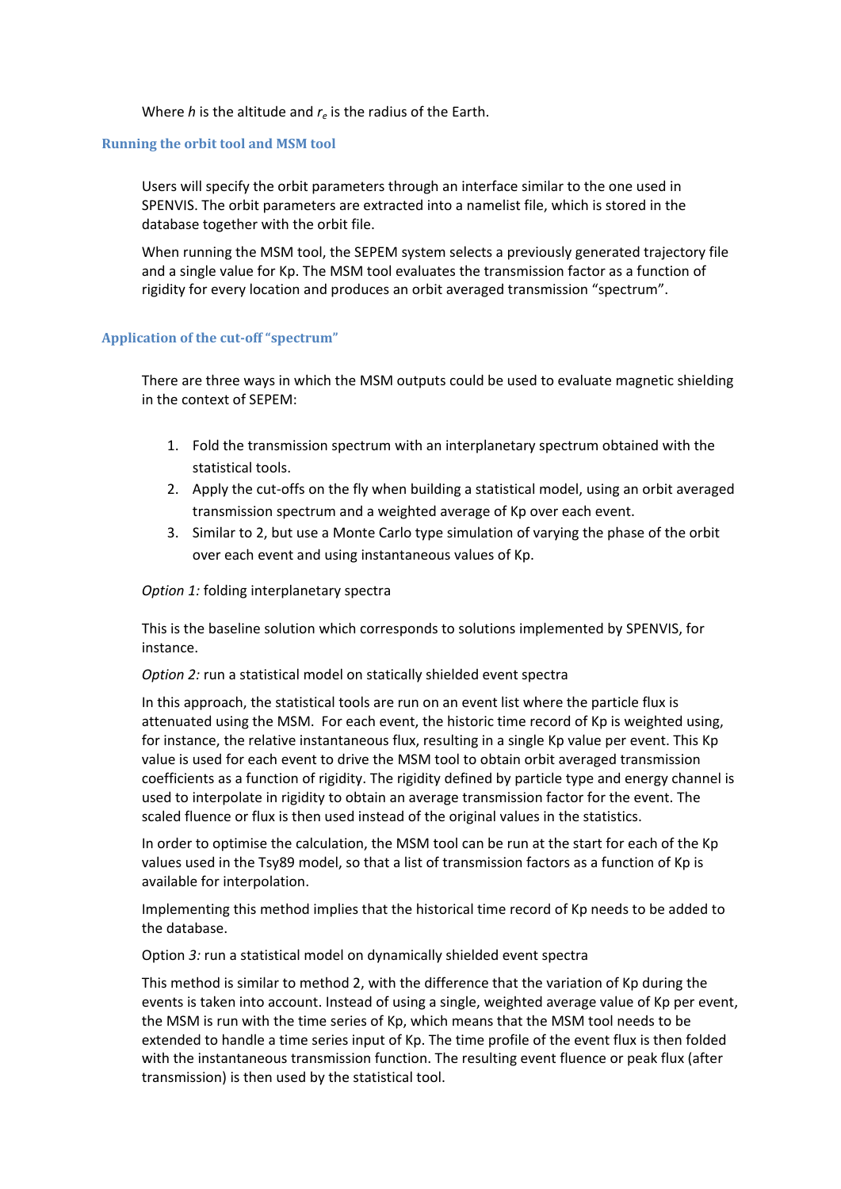Where $h$ is the altitude and $r_e$ is the radius of the Earth.

### Running the orbit tool and MSM tool

Users will specify the orbit parameters through an interface similar to the one used in SPENVIS. The orbit parameters are extracted into a namelist file, which is stored in the database together with the orbit file.

When running the MSM tool, the SEPEM system selects a previously generated trajectory file and a single value for Kp. The MSM tool evaluates the transmission factor as a function of rigidity for every location and produces an orbit averaged transmission "spectrum".

### Application of the cut-off "spectrum"

There are three ways in which the MSM outputs could be used to evaluate magnetic shielding in the context of SEPEM:

1. Fold the transmission spectrum with an interplanetary spectrum obtained with the statistical tools.
2. Apply the cut-offs on the fly when building a statistical model, using an orbit averaged transmission spectrum and a weighted average of Kp over each event.
3. Similar to 2, but use a Monte Carlo type simulation of varying the phase of the orbit over each event and using instantaneous values of Kp.

*Option 1:* folding interplanetary spectra

This is the baseline solution which corresponds to solutions implemented by SPENVIS, for instance.

*Option 2:* run a statistical model on statically shielded event spectra

In this approach, the statistical tools are run on an event list where the particle flux is attenuated using the MSM. For each event, the historic time record of Kp is weighted using, for instance, the relative instantaneous flux, resulting in a single Kp value per event. This Kp value is used for each event to drive the MSM tool to obtain orbit averaged transmission coefficients as a function of rigidity. The rigidity defined by particle type and energy channel is used to interpolate in rigidity to obtain an average transmission factor for the event. The scaled fluence or flux is then used instead of the original values in the statistics.

In order to optimise the calculation, the MSM tool can be run at the start for each of the Kp values used in the Tsy89 model, so that a list of transmission factors as a function of Kp is available for interpolation.

Implementing this method implies that the historical time record of Kp needs to be added to the database.

Option *3:* run a statistical model on dynamically shielded event spectra

This method is similar to method 2, with the difference that the variation of Kp during the events is taken into account. Instead of using a single, weighted average value of Kp per event, the MSM is run with the time series of Kp, which means that the MSM tool needs to be extended to handle a time series input of Kp. The time profile of the event flux is then folded with the instantaneous transmission function. The resulting event fluence or peak flux (after transmission) is then used by the statistical tool.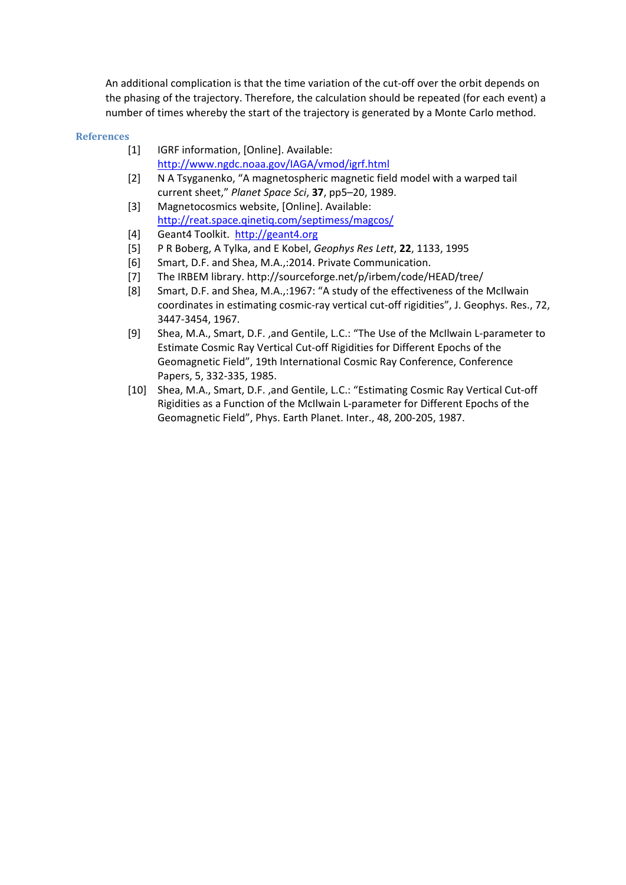An additional complication is that the time variation of the cut-off over the orbit depends on the phasing of the trajectory. Therefore, the calculation should be repeated (for each event) a number of times whereby the start of the trajectory is generated by a Monte Carlo method.

### References

[1] IGRF information, [Online]. Available: http://www.ngdc.noaa.gov/IAGA/vmod/igrf.html

[2] N A Tsyganenko, "A magnetospheric magnetic field model with a warped tail current sheet," *Planet Space Sci*, **37**, pp5–20, 1989.

[3] Magnetocosmics website, [Online]. Available: http://reat.space.qinetiq.com/septimess/magcos/

[4] Geant4 Toolkit. http://geant4.org

[5] P R Boberg, A Tylka, and E Kobel, *Geophys Res Lett*, **22**, 1133, 1995

[6] Smart, D.F. and Shea, M.A.,:2014. Private Communication.

[7] The IRBEM library. http://sourceforge.net/p/irbem/code/HEAD/tree/

[8] Smart, D.F. and Shea, M.A.,:1967: "A study of the effectiveness of the McIlwain coordinates in estimating cosmic-ray vertical cut-off rigidities", J. Geophys. Res., 72, 3447-3454, 1967.

[9] Shea, M.A., Smart, D.F. ,and Gentile, L.C.: "The Use of the McIlwain L-parameter to Estimate Cosmic Ray Vertical Cut-off Rigidities for Different Epochs of the Geomagnetic Field", 19th International Cosmic Ray Conference, Conference Papers, 5, 332-335, 1985.

[10] Shea, M.A., Smart, D.F. ,and Gentile, L.C.: "Estimating Cosmic Ray Vertical Cut-off Rigidities as a Function of the McIlwain L-parameter for Different Epochs of the Geomagnetic Field", Phys. Earth Planet. Inter., 48, 200-205, 1987.